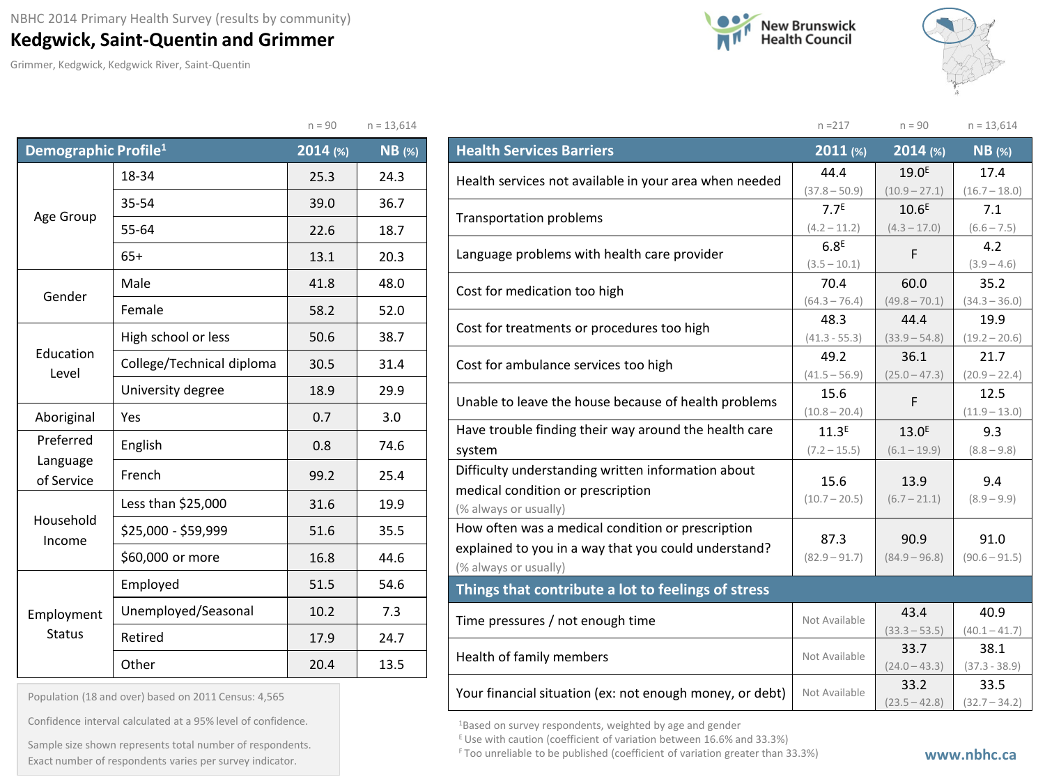NBHC 2014 Primary Health Survey (results by community)

# Kedgwick, Saint-Quentin and Grimmer

Grimmer, Kedgwick, Kedgwick River, Saint-Quentin

New Brunswick Health Council

| Demographic Profile[1] | | 2014 (%) | NB (%) |
|---|---|---|---|
| | | n = 90 | n = 13,614 |
| Age Group | 18-34 | 25.3 | 24.3 |
| | 35-54 | 39.0 | 36.7 |
| | 55-64 | 22.6 | 18.7 |
| | 65+ | 13.1 | 20.3 |
| Gender | Male | 41.8 | 48.0 |
| | Female | 58.2 | 52.0 |
| Education Level | High school or less | 50.6 | 38.7 |
| | College/Technical diploma | 30.5 | 31.4 |
| | University degree | 18.9 | 29.9 |
| Aboriginal | Yes | 0.7 | 3.0 |
| Preferred Language of Service | English | 0.8 | 74.6 |
| | French | 99.2 | 25.4 |
| Household Income | Less than $25,000 | 31.6 | 19.9 |
| | $25,000 - $59,999 | 51.6 | 35.5 |
| | $60,000 or more | 16.8 | 44.6 |
| Employment Status | Employed | 51.5 | 54.6 |
| | Unemployed/Seasonal | 10.2 | 7.3 |
| | Retired | 17.9 | 24.7 |
| | Other | 20.4 | 13.5 |

Population (18 and over) based on 2011 Census: 4,565

Confidence interval calculated at a 95% level of confidence.

Sample size shown represents total number of respondents. Exact number of respondents varies per survey indicator.

| Health Services Barriers | 2011 (%) | 2014 (%) | NB (%) |
|---|---|---|---|
| | n = 217 | n = 90 | n = 13,614 |
| Health services not available in your area when needed | 44.4 (37.8 – 50.9) | 19.0[E] (10.9 – 27.1) | 17.4 (16.7 – 18.0) |
| Transportation problems | 7.7[E] (4.2 – 11.2) | 10.6[E] (4.3 – 17.0) | 7.1 (6.6 – 7.5) |
| Language problems with health care provider | 6.8[E] (3.5 – 10.1) | F | 4.2 (3.9 – 4.6) |
| Cost for medication too high | 70.4 (64.3 – 76.4) | 60.0 (49.8 – 70.1) | 35.2 (34.3 – 36.0) |
| Cost for treatments or procedures too high | 48.3 (41.3 - 55.3) | 44.4 (33.9 – 54.8) | 19.9 (19.2 – 20.6) |
| Cost for ambulance services too high | 49.2 (41.5 – 56.9) | 36.1 (25.0 – 47.3) | 21.7 (20.9 – 22.4) |
| Unable to leave the house because of health problems | 15.6 (10.8 – 20.4) | F | 12.5 (11.9 – 13.0) |
| Have trouble finding their way around the health care system | 11.3[E] (7.2 – 15.5) | 13.0[E] (6.1 – 19.9) | 9.3 (8.8 – 9.8) |
| Difficulty understanding written information about medical condition or prescription (% always or usually) | 15.6 (10.7 – 20.5) | 13.9 (6.7 – 21.1) | 9.4 (8.9 – 9.9) |
| How often was a medical condition or prescription explained to you in a way that you could understand? (% always or usually) | 87.3 (82.9 – 91.7) | 90.9 (84.9 – 96.8) | 91.0 (90.6 – 91.5) |
| **Things that contribute a lot to feelings of stress** | | | |
| Time pressures / not enough time | Not Available | 43.4 (33.3 – 53.5) | 40.9 (40.1 – 41.7) |
| Health of family members | Not Available | 33.7 (24.0 – 43.3) | 38.1 (37.3 - 38.9) |
| Your financial situation (ex: not enough money, or debt) | Not Available | 33.2 (23.5 – 42.8) | 33.5 (32.7 – 34.2) |

[1] Based on survey respondents, weighted by age and gender

[E] Use with caution (coefficient of variation between 16.6% and 33.3%)

[F] Too unreliable to be published (coefficient of variation greater than 33.3%)

www.nbhc.ca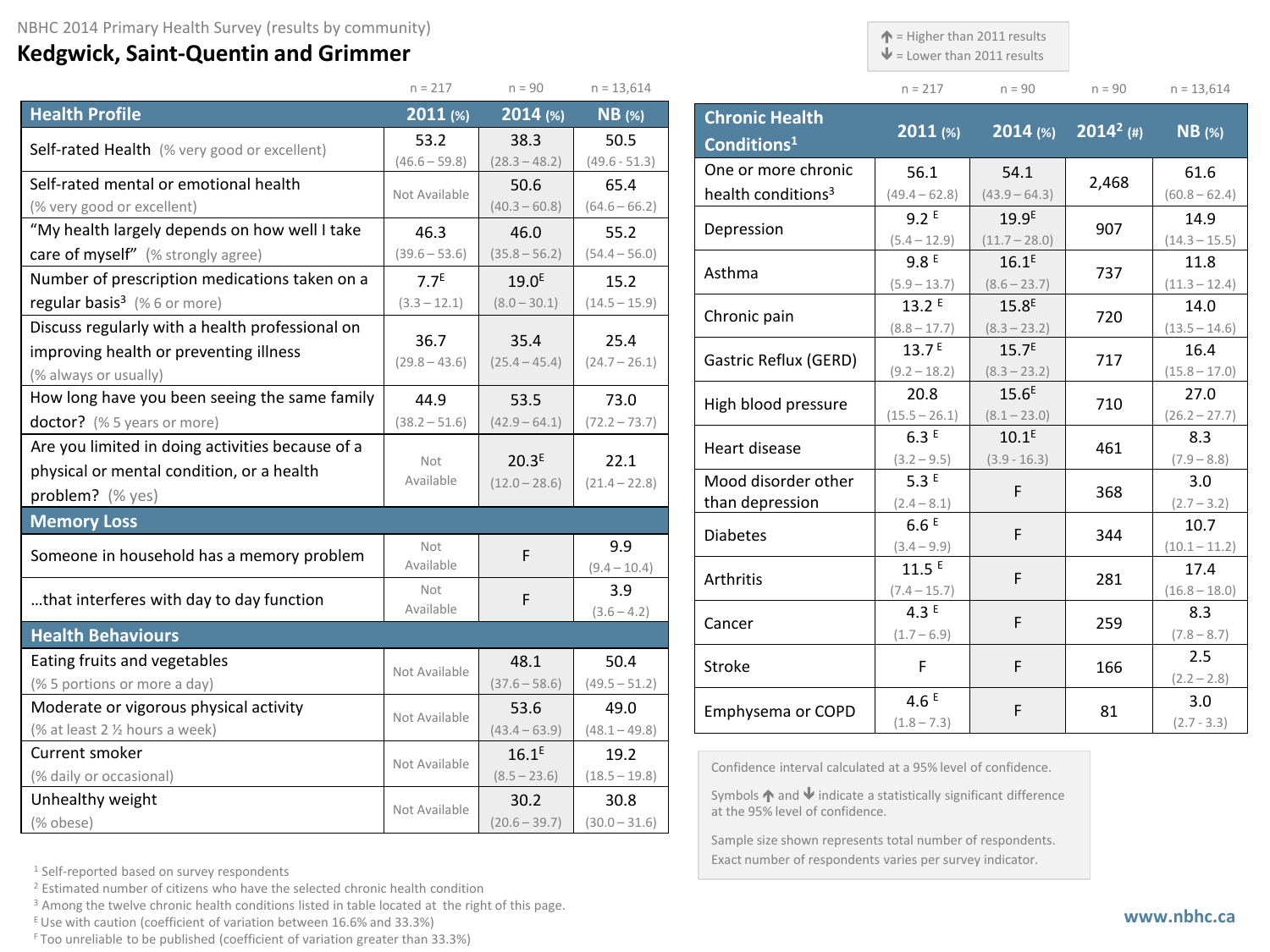NBHC 2014 Primary Health Survey (results by community)

# Kedgwick, Saint-Quentin and Grimmer

↑ = Higher than 2011 results
↓ = Lower than 2011 results

| Health Profile | 2011 (%) n = 217 | 2014 (%) n = 90 | NB (%) n = 13,614 |
|---|---|---|---|
| Self-rated Health (% very good or excellent) | 53.2 (46.6 – 59.8) | 38.3 (28.3 – 48.2) | 50.5 (49.6 - 51.3) |
| Self-rated mental or emotional health (% very good or excellent) | Not Available | 50.6 (40.3 – 60.8) | 65.4 (64.6 – 66.2) |
| "My health largely depends on how well I take care of myself" (% strongly agree) | 46.3 (39.6 – 53.6) | 46.0 (35.8 – 56.2) | 55.2 (54.4 – 56.0) |
| Number of prescription medications taken on a regular basis[3] (% 6 or more) | 7.7[E] (3.3 – 12.1) | 19.0[E] (8.0 – 30.1) | 15.2 (14.5 – 15.9) |
| Discuss regularly with a health professional on improving health or preventing illness (% always or usually) | 36.7 (29.8 – 43.6) | 35.4 (25.4 – 45.4) | 25.4 (24.7 – 26.1) |
| How long have you been seeing the same family doctor? (% 5 years or more) | 44.9 (38.2 – 51.6) | 53.5 (42.9 – 64.1) | 73.0 (72.2 – 73.7) |
| Are you limited in doing activities because of a physical or mental condition, or a health problem? (% yes) | Not Available | 20.3[E] (12.0 – 28.6) | 22.1 (21.4 – 22.8) |
| **Memory Loss** | | | |
| Someone in household has a memory problem | Not Available | F | 9.9 (9.4 – 10.4) |
| …that interferes with day to day function | Not Available | F | 3.9 (3.6 – 4.2) |
| **Health Behaviours** | | | |
| Eating fruits and vegetables (% 5 portions or more a day) | Not Available | 48.1 (37.6 – 58.6) | 50.4 (49.5 – 51.2) |
| Moderate or vigorous physical activity (% at least 2 ½ hours a week) | Not Available | 53.6 (43.4 – 63.9) | 49.0 (48.1 – 49.8) |
| Current smoker (% daily or occasional) | Not Available | 16.1[E] (8.5 – 23.6) | 19.2 (18.5 – 19.8) |
| Unhealthy weight (% obese) | Not Available | 30.2 (20.6 – 39.7) | 30.8 (30.0 – 31.6) |

| Chronic Health Conditions[1] | 2011 (%) n = 217 | 2014 (%) n = 90 | 2014[2] (#) n = 90 | NB (%) n = 13,614 |
|---|---|---|---|---|
| One or more chronic health conditions[3] | 56.1 (49.4 – 62.8) | 54.1 (43.9 – 64.3) | 2,468 | 61.6 (60.8 – 62.4) |
| Depression | 9.2[E] (5.4 – 12.9) | 19.9[E] (11.7 – 28.0) | 907 | 14.9 (14.3 – 15.5) |
| Asthma | 9.8[E] (5.9 – 13.7) | 16.1[E] (8.6 – 23.7) | 737 | 11.8 (11.3 – 12.4) |
| Chronic pain | 13.2[E] (8.8 – 17.7) | 15.8[E] (8.3 – 23.2) | 720 | 14.0 (13.5 – 14.6) |
| Gastric Reflux (GERD) | 13.7[E] (9.2 – 18.2) | 15.7[E] (8.3 – 23.2) | 717 | 16.4 (15.8 – 17.0) |
| High blood pressure | 20.8 (15.5 – 26.1) | 15.6[E] (8.1 – 23.0) | 710 | 27.0 (26.2 – 27.7) |
| Heart disease | 6.3[E] (3.2 – 9.5) | 10.1[E] (3.9 - 16.3) | 461 | 8.3 (7.9 – 8.8) |
| Mood disorder other than depression | 5.3[E] (2.4 – 8.1) | F | 368 | 3.0 (2.7 – 3.2) |
| Diabetes | 6.6[E] (3.4 – 9.9) | F | 344 | 10.7 (10.1 – 11.2) |
| Arthritis | 11.5[E] (7.4 – 15.7) | F | 281 | 17.4 (16.8 – 18.0) |
| Cancer | 4.3[E] (1.7 – 6.9) | F | 259 | 8.3 (7.8 – 8.7) |
| Stroke | F | F | 166 | 2.5 (2.2 – 2.8) |
| Emphysema or COPD | 4.6[E] (1.8 – 7.3) | F | 81 | 3.0 (2.7 - 3.3) |

Confidence interval calculated at a 95% level of confidence.

Symbols ↑ and ↓ indicate a statistically significant difference at the 95% level of confidence.

Sample size shown represents total number of respondents. Exact number of respondents varies per survey indicator.

[1] Self-reported based on survey respondents
[2] Estimated number of citizens who have the selected chronic health condition
[3] Among the twelve chronic health conditions listed in table located at the right of this page.
[E] Use with caution (coefficient of variation between 16.6% and 33.3%)
[F] Too unreliable to be published (coefficient of variation greater than 33.3%)

www.nbhc.ca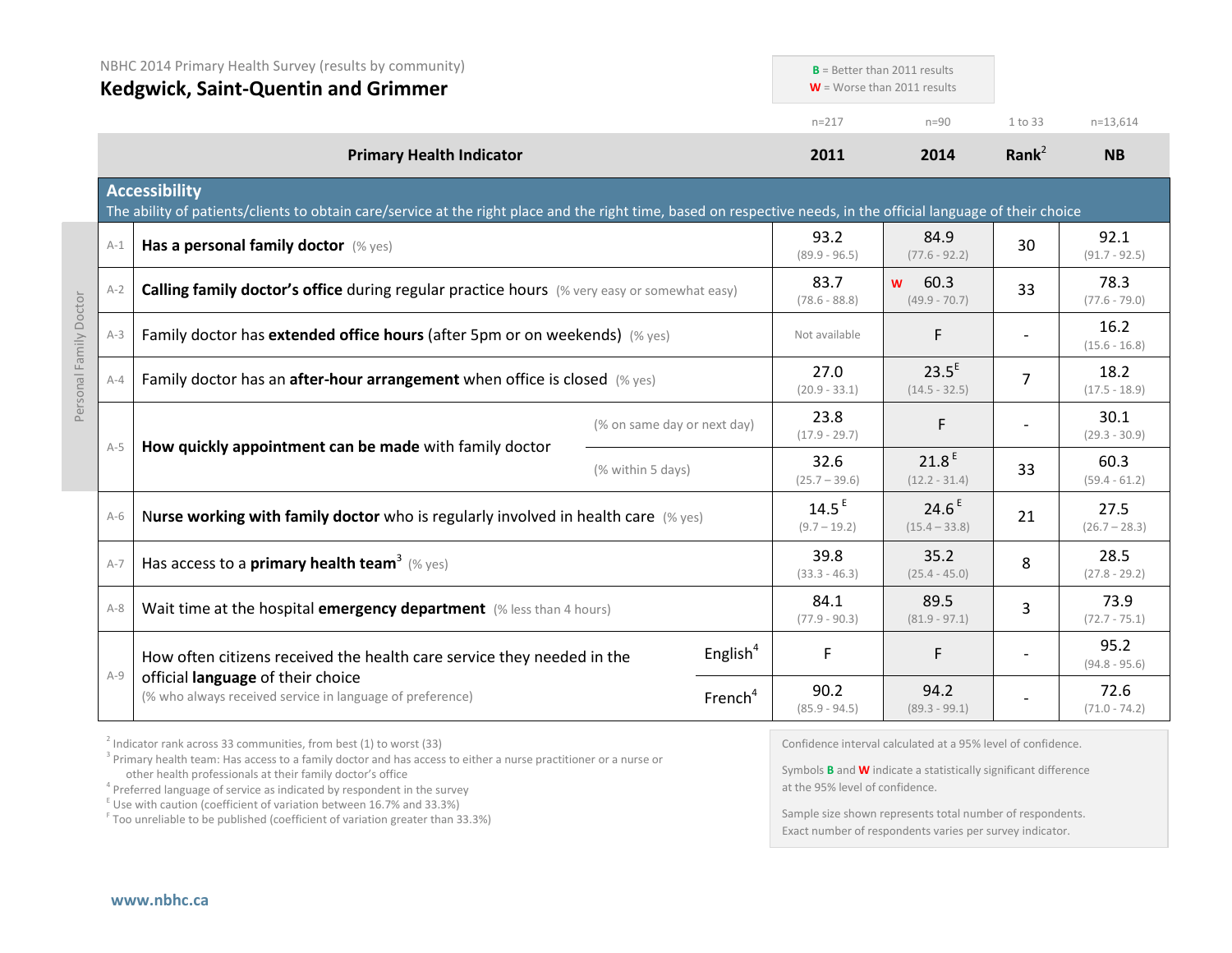NBHC 2014 Primary Health Survey (results by community)

# Kedgwick, Saint-Quentin and Grimmer

**B** = Better than 2011 results
**W** = Worse than 2011 results

| | Primary Health Indicator | | 2011 (n=217) | 2014 (n=90) | Rank[2] (1 to 33) | NB (n=13,614) |
|---|---|---|---|---|---|---|
| **Accessibility** | The ability of patients/clients to obtain care/service at the right place and the right time, based on respective needs, in the official language of their choice | | | | | |
| A-1 | **Has a personal family doctor** (% yes) | | 93.2 (89.9 - 96.5) | 84.9 (77.6 - 92.2) | 30 | 92.1 (91.7 - 92.5) |
| A-2 | **Calling family doctor's office** during regular practice hours (% very easy or somewhat easy) | | 83.7 (78.6 - 88.8) | W 60.3 (49.9 - 70.7) | 33 | 78.3 (77.6 - 79.0) |
| A-3 | Family doctor has **extended office hours** (after 5pm or on weekends) (% yes) | | Not available | F | - | 16.2 (15.6 - 16.8) |
| A-4 | Family doctor has an **after-hour arrangement** when office is closed (% yes) | | 27.0 (20.9 - 33.1) | 23.5[E] (14.5 - 32.5) | 7 | 18.2 (17.5 - 18.9) |
| A-5 | **How quickly appointment can be made** with family doctor | (% on same day or next day) | 23.8 (17.9 - 29.7) | F | - | 30.1 (29.3 - 30.9) |
| | | (% within 5 days) | 32.6 (25.7 – 39.6) | 21.8[E] (12.2 - 31.4) | 33 | 60.3 (59.4 - 61.2) |
| A-6 | **Nurse working with family doctor** who is regularly involved in health care (% yes) | | 14.5[E] (9.7 – 19.2) | 24.6[E] (15.4 – 33.8) | 21 | 27.5 (26.7 – 28.3) |
| A-7 | Has access to a **primary health team**[3] (% yes) | | 39.8 (33.3 - 46.3) | 35.2 (25.4 - 45.0) | 8 | 28.5 (27.8 - 29.2) |
| A-8 | Wait time at the hospital **emergency department** (% less than 4 hours) | | 84.1 (77.9 - 90.3) | 89.5 (81.9 - 97.1) | 3 | 73.9 (72.7 - 75.1) |
| A-9 | How often citizens received the health care service they needed in the official **language** of their choice (% who always received service in language of preference) | English[4] | F | F | - | 95.2 (94.8 - 95.6) |
| | | French[4] | 90.2 (85.9 - 94.5) | 94.2 (89.3 - 99.1) | - | 72.6 (71.0 - 74.2) |

Personal Family Doctor: A-1 to A-5

[2] Indicator rank across 33 communities, from best (1) to worst (33)
[3] Primary health team: Has access to a family doctor and has access to either a nurse practitioner or a nurse or other health professionals at their family doctor's office
[4] Preferred language of service as indicated by respondent in the survey
[E] Use with caution (coefficient of variation between 16.7% and 33.3%)
[F] Too unreliable to be published (coefficient of variation greater than 33.3%)

Confidence interval calculated at a 95% level of confidence.

Symbols **B** and **W** indicate a statistically significant difference at the 95% level of confidence.

Sample size shown represents total number of respondents. Exact number of respondents varies per survey indicator.

www.nbhc.ca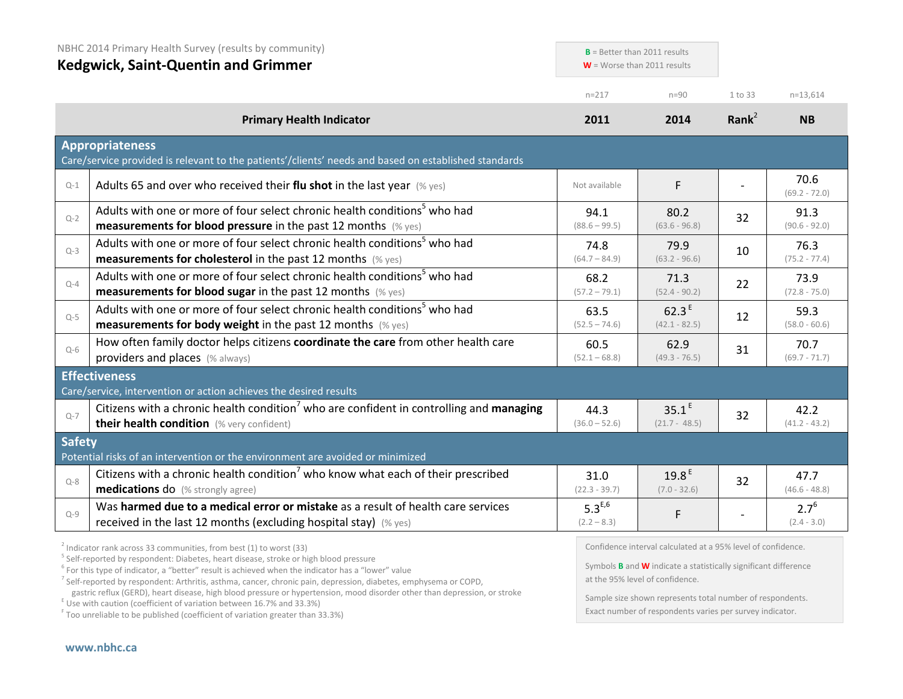NBHC 2014 Primary Health Survey (results by community)

# Kedgwick, Saint-Quentin and Grimmer

**B** = Better than 2011 results
**W** = Worse than 2011 results

| | Primary Health Indicator | 2011 (n=217) | 2014 (n=90) | Rank[2] (1 to 33) | NB (n=13,614) |
|---|---|---|---|---|---|
| **Appropriateness** – Care/service provided is relevant to the patients'/clients' needs and based on established standards | | | | | |
| Q-1 | Adults 65 and over who received their **flu shot** in the last year (% yes) | Not available | F | - | 70.6 (69.2 - 72.0) |
| Q-2 | Adults with one or more of four select chronic health conditions[5] who had **measurements for blood pressure** in the past 12 months (% yes) | 94.1 (88.6 – 99.5) | 80.2 (63.6 - 96.8) | 32 | 91.3 (90.6 - 92.0) |
| Q-3 | Adults with one or more of four select chronic health conditions[5] who had **measurements for cholesterol** in the past 12 months (% yes) | 74.8 (64.7 – 84.9) | 79.9 (63.2 - 96.6) | 10 | 76.3 (75.2 - 77.4) |
| Q-4 | Adults with one or more of four select chronic health conditions[5] who had **measurements for blood sugar** in the past 12 months (% yes) | 68.2 (57.2 – 79.1) | 71.3 (52.4 - 90.2) | 22 | 73.9 (72.8 - 75.0) |
| Q-5 | Adults with one or more of four select chronic health conditions[5] who had **measurements for body weight** in the past 12 months (% yes) | 63.5 (52.5 – 74.6) | 62.3[E] (42.1 - 82.5) | 12 | 59.3 (58.0 - 60.6) |
| Q-6 | How often family doctor helps citizens **coordinate the care** from other health care providers and places (% always) | 60.5 (52.1 – 68.8) | 62.9 (49.3 - 76.5) | 31 | 70.7 (69.7 - 71.7) |
| **Effectiveness** – Care/service, intervention or action achieves the desired results | | | | | |
| Q-7 | Citizens with a chronic health condition[7] who are confident in controlling and **managing their health condition** (% very confident) | 44.3 (36.0 – 52.6) | 35.1[E] (21.7 - 48.5) | 32 | 42.2 (41.2 - 43.2) |
| **Safety** – Potential risks of an intervention or the environment are avoided or minimized | | | | | |
| Q-8 | Citizens with a chronic health condition[7] who know what each of their prescribed **medications** do (% strongly agree) | 31.0 (22.3 - 39.7) | 19.8[E] (7.0 - 32.6) | 32 | 47.7 (46.6 - 48.8) |
| Q-9 | Was **harmed due to a medical error or mistake** as a result of health care services received in the last 12 months (excluding hospital stay) (% yes) | 5.3[E,6] (2.2 – 8.3) | F | - | 2.7[6] (2.4 - 3.0) |

[2] Indicator rank across 33 communities, from best (1) to worst (33)
[5] Self-reported by respondent: Diabetes, heart disease, stroke or high blood pressure
[6] For this type of indicator, a "better" result is achieved when the indicator has a "lower" value
[7] Self-reported by respondent: Arthritis, asthma, cancer, chronic pain, depression, diabetes, emphysema or COPD, gastric reflux (GERD), heart disease, high blood pressure or hypertension, mood disorder other than depression, or stroke
[E] Use with caution (coefficient of variation between 16.7% and 33.3%)
[F] Too unreliable to be published (coefficient of variation greater than 33.3%)

Confidence interval calculated at a 95% level of confidence.

Symbols **B** and **W** indicate a statistically significant difference at the 95% level of confidence.

Sample size shown represents total number of respondents. Exact number of respondents varies per survey indicator.

www.nbhc.ca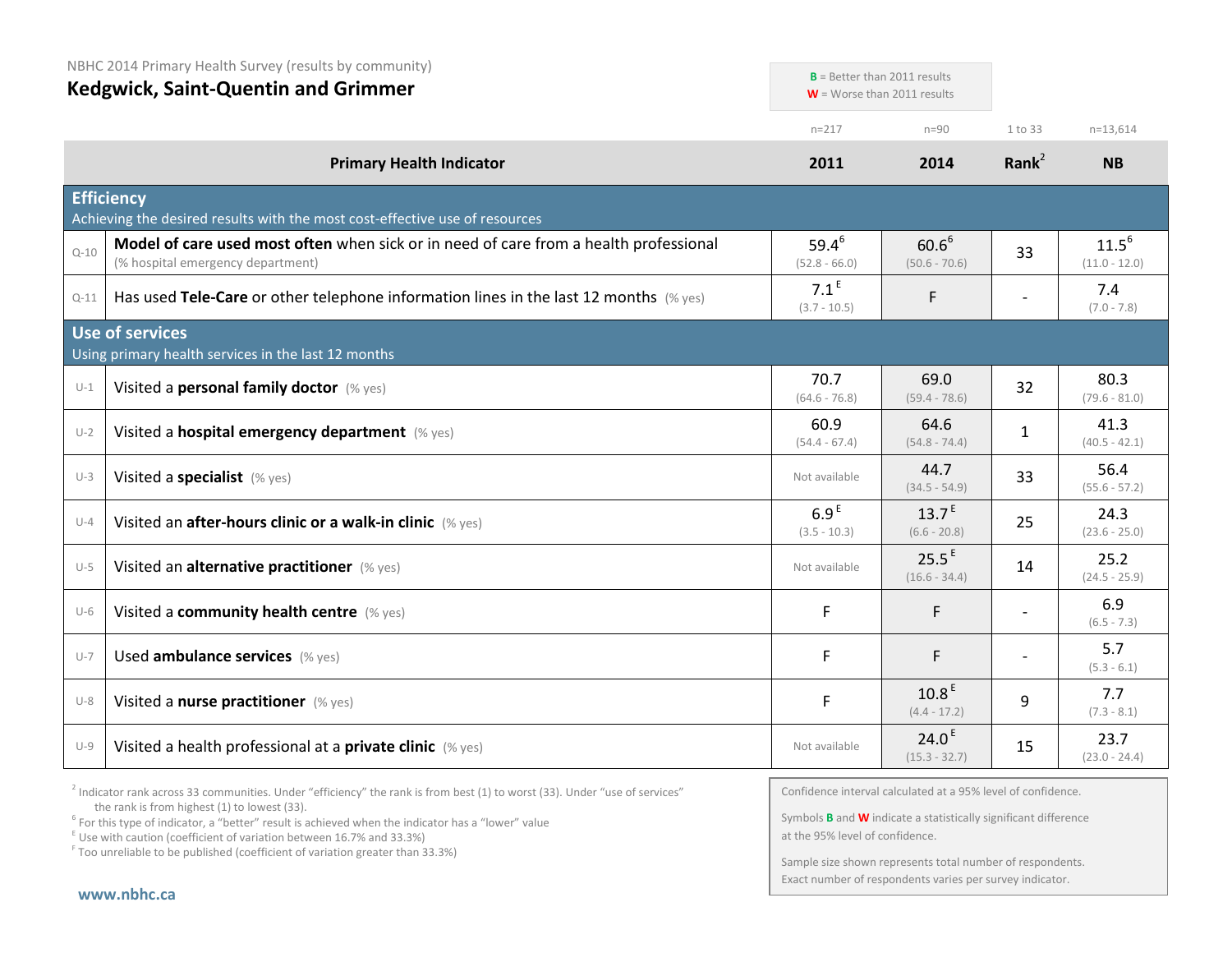NBHC 2014 Primary Health Survey (results by community)

# Kedgwick, Saint-Quentin and Grimmer

**B** = Better than 2011 results
**W** = Worse than 2011 results

| | Primary Health Indicator | 2011 (n=217) | 2014 (n=90) | Rank[2] (1 to 33) | NB (n=13,614) |
|---|---|---|---|---|---|
| **Efficiency** — Achieving the desired results with the most cost-effective use of resources | | | | | |
| Q-10 | **Model of care used most often** when sick or in need of care from a health professional (% hospital emergency department) | 59.4[6] (52.8 - 66.0) | 60.6[6] (50.6 - 70.6) | 33 | 11.5[6] (11.0 - 12.0) |
| Q-11 | Has used **Tele-Care** or other telephone information lines in the last 12 months (% yes) | 7.1[E] (3.7 - 10.5) | F | - | 7.4 (7.0 - 7.8) |
| **Use of services** — Using primary health services in the last 12 months | | | | | |
| U-1 | Visited a **personal family doctor** (% yes) | 70.7 (64.6 - 76.8) | 69.0 (59.4 - 78.6) | 32 | 80.3 (79.6 - 81.0) |
| U-2 | Visited a **hospital emergency department** (% yes) | 60.9 (54.4 - 67.4) | 64.6 (54.8 - 74.4) | 1 | 41.3 (40.5 - 42.1) |
| U-3 | Visited a **specialist** (% yes) | Not available | 44.7 (34.5 - 54.9) | 33 | 56.4 (55.6 - 57.2) |
| U-4 | Visited an **after-hours clinic or a walk-in clinic** (% yes) | 6.9[E] (3.5 - 10.3) | 13.7[E] (6.6 - 20.8) | 25 | 24.3 (23.6 - 25.0) |
| U-5 | Visited an **alternative practitioner** (% yes) | Not available | 25.5[E] (16.6 - 34.4) | 14 | 25.2 (24.5 - 25.9) |
| U-6 | Visited a **community health centre** (% yes) | F | F | - | 6.9 (6.5 - 7.3) |
| U-7 | Used **ambulance services** (% yes) | F | F | - | 5.7 (5.3 - 6.1) |
| U-8 | Visited a **nurse practitioner** (% yes) | F | 10.8[E] (4.4 - 17.2) | 9 | 7.7 (7.3 - 8.1) |
| U-9 | Visited a health professional at a **private clinic** (% yes) | Not available | 24.0[E] (15.3 - 32.7) | 15 | 23.7 (23.0 - 24.4) |

[2] Indicator rank across 33 communities. Under "efficiency" the rank is from best (1) to worst (33). Under "use of services" the rank is from highest (1) to lowest (33).
[6] For this type of indicator, a "better" result is achieved when the indicator has a "lower" value
[E] Use with caution (coefficient of variation between 16.7% and 33.3%)
[F] Too unreliable to be published (coefficient of variation greater than 33.3%)

Confidence interval calculated at a 95% level of confidence.

Symbols **B** and **W** indicate a statistically significant difference at the 95% level of confidence.

Sample size shown represents total number of respondents. Exact number of respondents varies per survey indicator.

www.nbhc.ca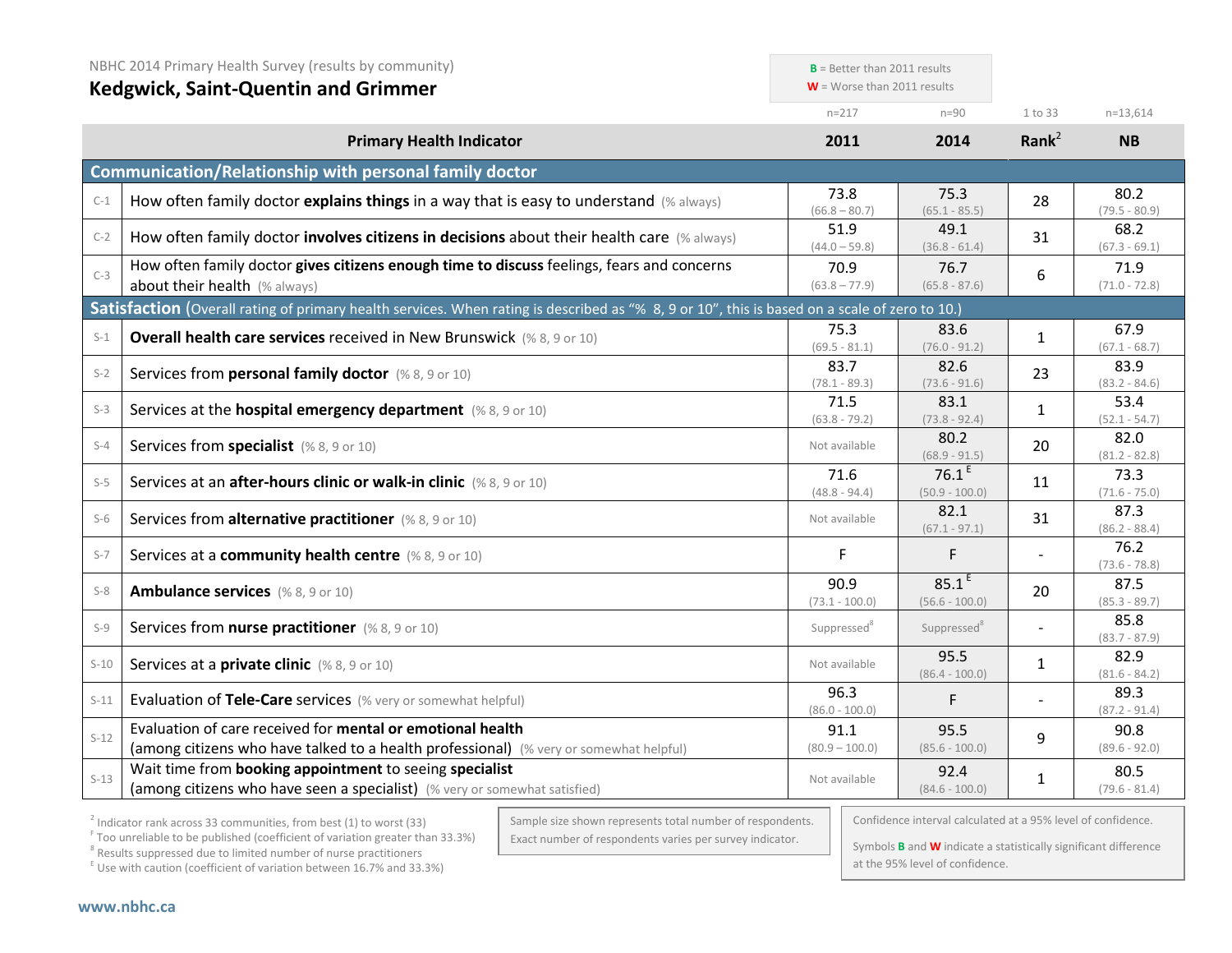NBHC 2014 Primary Health Survey (results by community)

## Kedgwick, Saint-Quentin and Grimmer

**B** = Better than 2011 results
**W** = Worse than 2011 results

| | Primary Health Indicator | 2011 (n=217) | 2014 (n=90) | Rank[2] (1 to 33) | NB (n=13,614) |
|---|---|---|---|---|---|
| **Communication/Relationship with personal family doctor** | | | | | |
| C-1 | How often family doctor **explains things** in a way that is easy to understand (% always) | 73.8 (66.8 – 80.7) | 75.3 (65.1 - 85.5) | 28 | 80.2 (79.5 - 80.9) |
| C-2 | How often family doctor **involves citizens in decisions** about their health care (% always) | 51.9 (44.0 – 59.8) | 49.1 (36.8 - 61.4) | 31 | 68.2 (67.3 - 69.1) |
| C-3 | How often family doctor **gives citizens enough time to discuss** feelings, fears and concerns about their health (% always) | 70.9 (63.8 – 77.9) | 76.7 (65.8 - 87.6) | 6 | 71.9 (71.0 - 72.8) |
| **Satisfaction** (Overall rating of primary health services. When rating is described as "% 8, 9 or 10", this is based on a scale of zero to 10.) | | | | | |
| S-1 | **Overall health care services** received in New Brunswick (% 8, 9 or 10) | 75.3 (69.5 - 81.1) | 83.6 (76.0 - 91.2) | 1 | 67.9 (67.1 - 68.7) |
| S-2 | Services from **personal family doctor** (% 8, 9 or 10) | 83.7 (78.1 - 89.3) | 82.6 (73.6 - 91.6) | 23 | 83.9 (83.2 - 84.6) |
| S-3 | Services at the **hospital emergency department** (% 8, 9 or 10) | 71.5 (63.8 - 79.2) | 83.1 (73.8 - 92.4) | 1 | 53.4 (52.1 - 54.7) |
| S-4 | Services from **specialist** (% 8, 9 or 10) | Not available | 80.2 (68.9 - 91.5) | 20 | 82.0 (81.2 - 82.8) |
| S-5 | Services at an **after-hours clinic or walk-in clinic** (% 8, 9 or 10) | 71.6 (48.8 - 94.4) | 76.1 E (50.9 - 100.0) | 11 | 73.3 (71.6 - 75.0) |
| S-6 | Services from **alternative practitioner** (% 8, 9 or 10) | Not available | 82.1 (67.1 - 97.1) | 31 | 87.3 (86.2 - 88.4) |
| S-7 | Services at a **community health centre** (% 8, 9 or 10) | F | F | - | 76.2 (73.6 - 78.8) |
| S-8 | **Ambulance services** (% 8, 9 or 10) | 90.9 (73.1 - 100.0) | 85.1 E (56.6 - 100.0) | 20 | 87.5 (85.3 - 89.7) |
| S-9 | Services from **nurse practitioner** (% 8, 9 or 10) | Suppressed[8] | Suppressed[8] | - | 85.8 (83.7 - 87.9) |
| S-10 | Services at a **private clinic** (% 8, 9 or 10) | Not available | 95.5 (86.4 - 100.0) | 1 | 82.9 (81.6 - 84.2) |
| S-11 | Evaluation of **Tele-Care** services (% very or somewhat helpful) | 96.3 (86.0 - 100.0) | F | - | 89.3 (87.2 - 91.4) |
| S-12 | Evaluation of care received for **mental or emotional health** (among citizens who have talked to a health professional) (% very or somewhat helpful) | 91.1 (80.9 – 100.0) | 95.5 (85.6 - 100.0) | 9 | 90.8 (89.6 - 92.0) |
| S-13 | Wait time from **booking appointment** to seeing **specialist** (among citizens who have seen a specialist) (% very or somewhat satisfied) | Not available | 92.4 (84.6 - 100.0) | 1 | 80.5 (79.6 - 81.4) |

[2] Indicator rank across 33 communities, from best (1) to worst (33)
F Too unreliable to be published (coefficient of variation greater than 33.3%)
[8] Results suppressed due to limited number of nurse practitioners
E Use with caution (coefficient of variation between 16.7% and 33.3%)

Sample size shown represents total number of respondents. Exact number of respondents varies per survey indicator.

Confidence interval calculated at a 95% level of confidence.

Symbols **B** and **W** indicate a statistically significant difference at the 95% level of confidence.

www.nbhc.ca